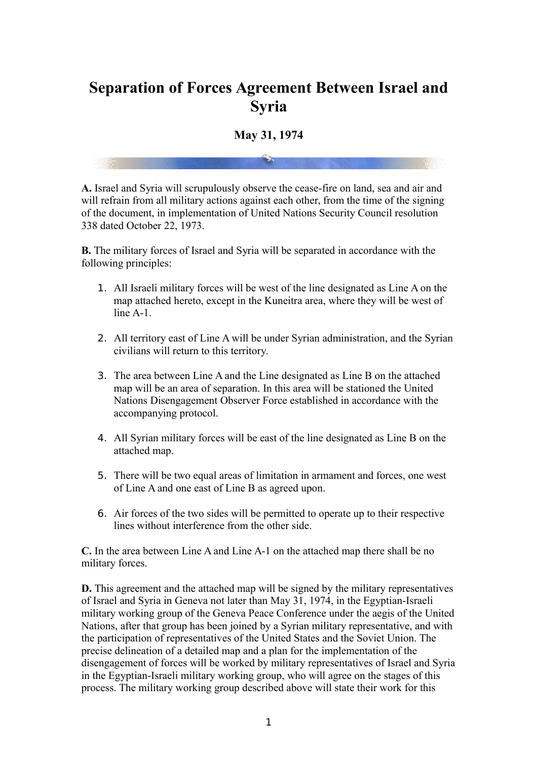# Separation of Forces Agreement Between Israel and Syria

### May 31, 1974

**A.** Israel and Syria will scrupulously observe the cease-fire on land, sea and air and will refrain from all military actions against each other, from the time of the signing of the document, in implementation of United Nations Security Council resolution 338 dated October 22, 1973.

**B.** The military forces of Israel and Syria will be separated in accordance with the following principles:

1. All Israeli military forces will be west of the line designated as Line A on the map attached hereto, except in the Kuneitra area, where they will be west of line A-1.
2. All territory east of Line A will be under Syrian administration, and the Syrian civilians will return to this territory.
3. The area between Line A and the Line designated as Line B on the attached map will be an area of separation. In this area will be stationed the United Nations Disengagement Observer Force established in accordance with the accompanying protocol.
4. All Syrian military forces will be east of the line designated as Line B on the attached map.
5. There will be two equal areas of limitation in armament and forces, one west of Line A and one east of Line B as agreed upon.
6. Air forces of the two sides will be permitted to operate up to their respective lines without interference from the other side.

**C.** In the area between Line A and Line A-1 on the attached map there shall be no military forces.

**D.** This agreement and the attached map will be signed by the military representatives of Israel and Syria in Geneva not later than May 31, 1974, in the Egyptian-Israeli military working group of the Geneva Peace Conference under the aegis of the United Nations, after that group has been joined by a Syrian military representative, and with the participation of representatives of the United States and the Soviet Union. The precise delineation of a detailed map and a plan for the implementation of the disengagement of forces will be worked by military representatives of Israel and Syria in the Egyptian-Israeli military working group, who will agree on the stages of this process. The military working group described above will state their work for this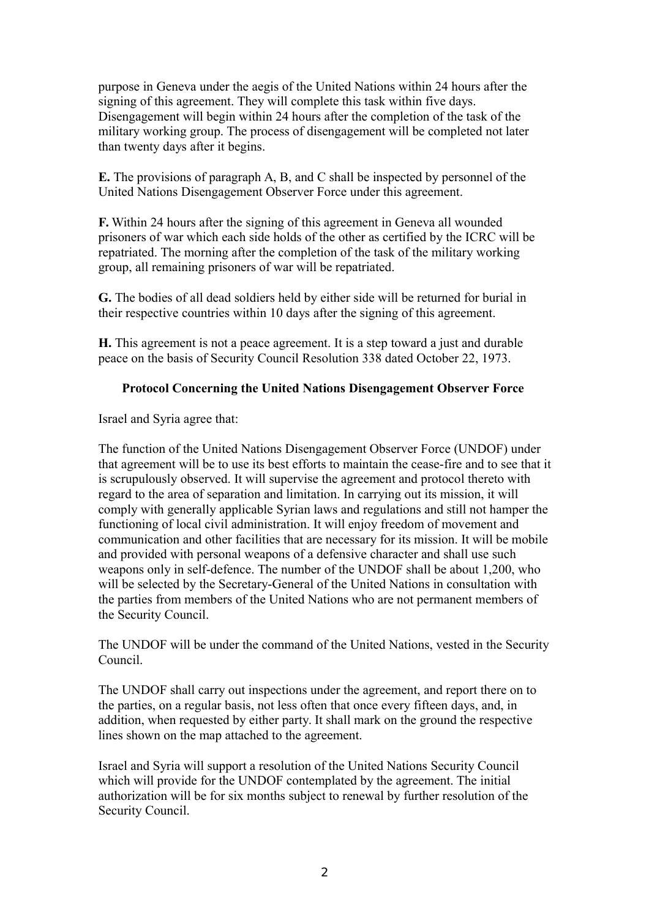purpose in Geneva under the aegis of the United Nations within 24 hours after the signing of this agreement. They will complete this task within five days. Disengagement will begin within 24 hours after the completion of the task of the military working group. The process of disengagement will be completed not later than twenty days after it begins.

**E.** The provisions of paragraph A, B, and C shall be inspected by personnel of the United Nations Disengagement Observer Force under this agreement.

**F.** Within 24 hours after the signing of this agreement in Geneva all wounded prisoners of war which each side holds of the other as certified by the ICRC will be repatriated. The morning after the completion of the task of the military working group, all remaining prisoners of war will be repatriated.

**G.** The bodies of all dead soldiers held by either side will be returned for burial in their respective countries within 10 days after the signing of this agreement.

**H.** This agreement is not a peace agreement. It is a step toward a just and durable peace on the basis of Security Council Resolution 338 dated October 22, 1973.

## Protocol Concerning the United Nations Disengagement Observer Force

Israel and Syria agree that:

The function of the United Nations Disengagement Observer Force (UNDOF) under that agreement will be to use its best efforts to maintain the cease-fire and to see that it is scrupulously observed. It will supervise the agreement and protocol thereto with regard to the area of separation and limitation. In carrying out its mission, it will comply with generally applicable Syrian laws and regulations and still not hamper the functioning of local civil administration. It will enjoy freedom of movement and communication and other facilities that are necessary for its mission. It will be mobile and provided with personal weapons of a defensive character and shall use such weapons only in self-defence. The number of the UNDOF shall be about 1,200, who will be selected by the Secretary-General of the United Nations in consultation with the parties from members of the United Nations who are not permanent members of the Security Council.

The UNDOF will be under the command of the United Nations, vested in the Security Council.

The UNDOF shall carry out inspections under the agreement, and report there on to the parties, on a regular basis, not less often that once every fifteen days, and, in addition, when requested by either party. It shall mark on the ground the respective lines shown on the map attached to the agreement.

Israel and Syria will support a resolution of the United Nations Security Council which will provide for the UNDOF contemplated by the agreement. The initial authorization will be for six months subject to renewal by further resolution of the Security Council.